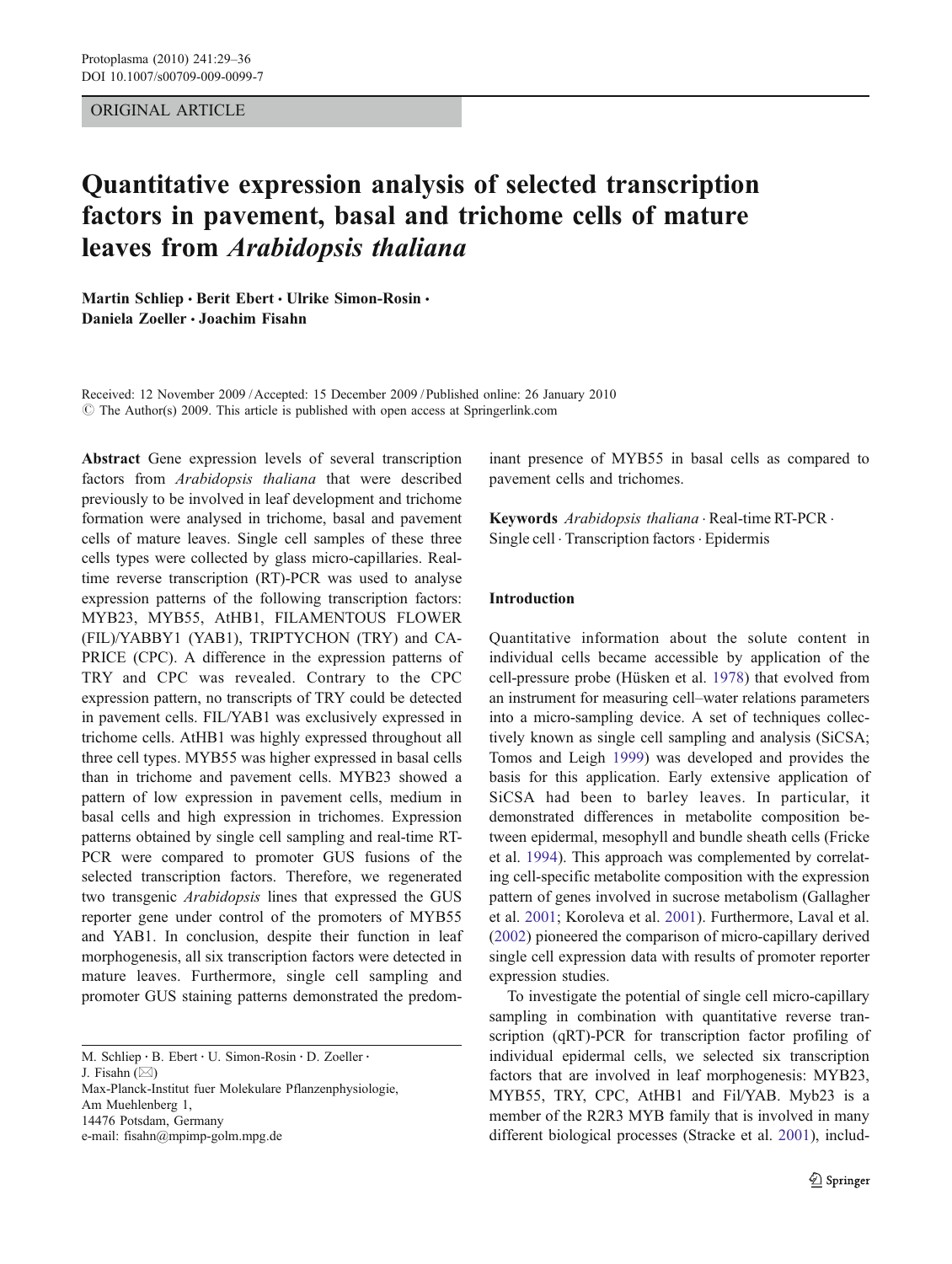ORIGINAL ARTICLE

# Quantitative expression analysis of selected transcription factors in pavement, basal and trichome cells of mature leaves from *Arabidopsis thaliana*

**Martin Schliep · Berit Ebert · Ulrike Simon-Rosin · Daniela Zoeller · Joachim Fisahn**

Received: 12 November 2009 / Accepted: 15 December 2009 / Published online: 26 January 2010
© The Author(s) 2009. This article is published with open access at Springerlink.com

**Abstract** Gene expression levels of several transcription factors from *Arabidopsis thaliana* that were described previously to be involved in leaf development and trichome formation were analysed in trichome, basal and pavement cells of mature leaves. Single cell samples of these three cells types were collected by glass micro-capillaries. Real-time reverse transcription (RT)-PCR was used to analyse expression patterns of the following transcription factors: MYB23, MYB55, AtHB1, FILAMENTOUS FLOWER (FIL)/YABBY1 (YAB1), TRIPTYCHON (TRY) and CAPRICE (CPC). A difference in the expression patterns of TRY and CPC was revealed. Contrary to the CPC expression pattern, no transcripts of TRY could be detected in pavement cells. FIL/YAB1 was exclusively expressed in trichome cells. AtHB1 was highly expressed throughout all three cell types. MYB55 was higher expressed in basal cells than in trichome and pavement cells. MYB23 showed a pattern of low expression in pavement cells, medium in basal cells and high expression in trichomes. Expression patterns obtained by single cell sampling and real-time RT-PCR were compared to promoter GUS fusions of the selected transcription factors. Therefore, we regenerated two transgenic *Arabidopsis* lines that expressed the GUS reporter gene under control of the promoters of MYB55 and YAB1. In conclusion, despite their function in leaf morphogenesis, all six transcription factors were detected in mature leaves. Furthermore, single cell sampling and promoter GUS staining patterns demonstrated the predominant presence of MYB55 in basal cells as compared to pavement cells and trichomes.

**Keywords** *Arabidopsis thaliana* · Real-time RT-PCR · Single cell · Transcription factors · Epidermis

M. Schliep · B. Ebert · U. Simon-Rosin · D. Zoeller · J. Fisahn (✉)
Max-Planck-Institut fuer Molekulare Pflanzenphysiologie,
Am Muehlenberg 1,
14476 Potsdam, Germany
e-mail: fisahn@mpimp-golm.mpg.de

## Introduction

Quantitative information about the solute content in individual cells became accessible by application of the cell-pressure probe (Hüsken et al. 1978) that evolved from an instrument for measuring cell–water relations parameters into a micro-sampling device. A set of techniques collectively known as single cell sampling and analysis (SiCSA; Tomos and Leigh 1999) was developed and provides the basis for this application. Early extensive application of SiCSA had been to barley leaves. In particular, it demonstrated differences in metabolite composition between epidermal, mesophyll and bundle sheath cells (Fricke et al. 1994). This approach was complemented by correlating cell-specific metabolite composition with the expression pattern of genes involved in sucrose metabolism (Gallagher et al. 2001; Koroleva et al. 2001). Furthermore, Laval et al. (2002) pioneered the comparison of micro-capillary derived single cell expression data with results of promoter reporter expression studies.

To investigate the potential of single cell micro-capillary sampling in combination with quantitative reverse transcription (qRT)-PCR for transcription factor profiling of individual epidermal cells, we selected six transcription factors that are involved in leaf morphogenesis: MYB23, MYB55, TRY, CPC, AtHB1 and Fil/YAB. Myb23 is a member of the R2R3 MYB family that is involved in many different biological processes (Stracke et al. 2001), includ-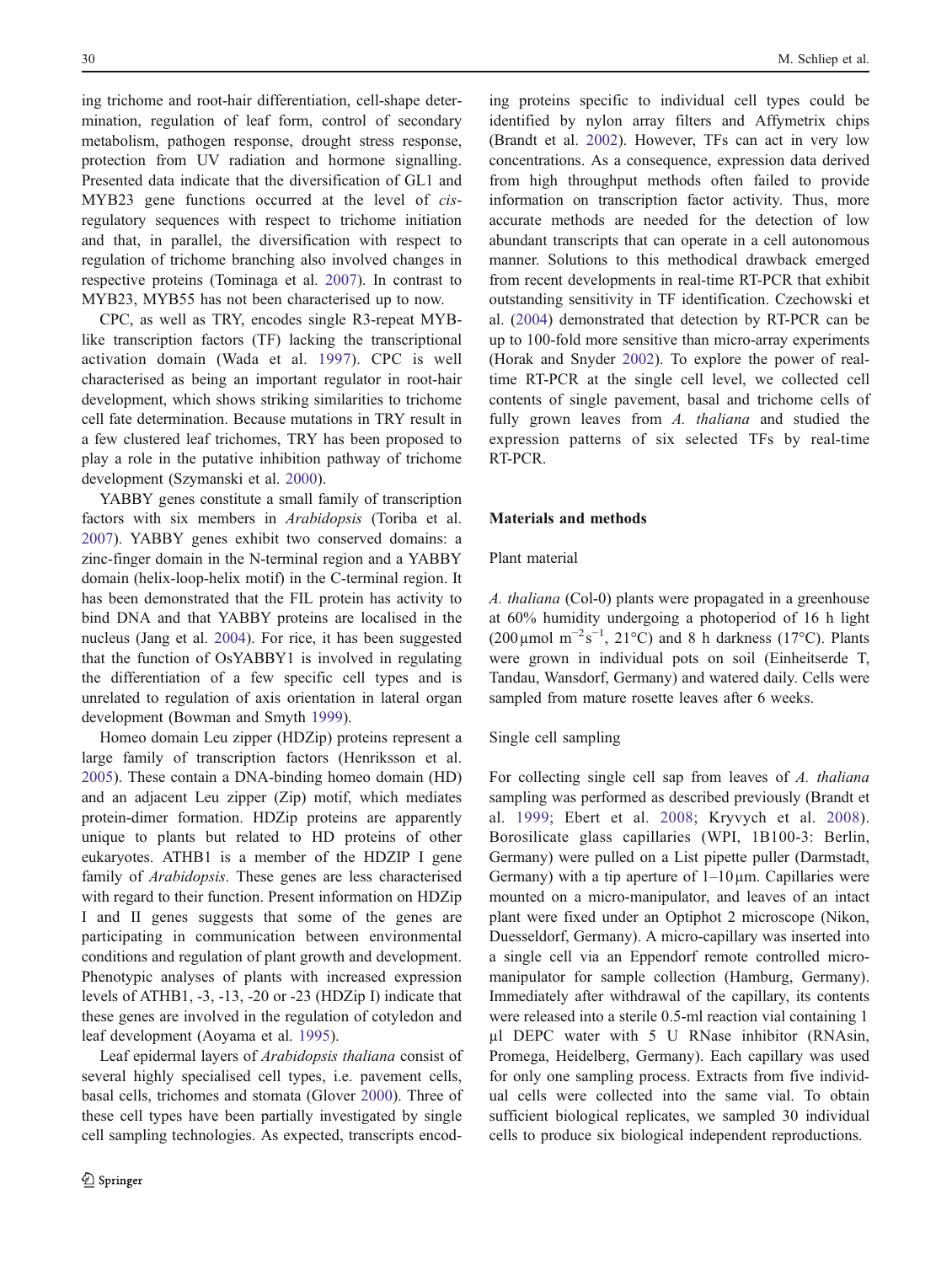ing trichome and root-hair differentiation, cell-shape determination, regulation of leaf form, control of secondary metabolism, pathogen response, drought stress response, protection from UV radiation and hormone signalling. Presented data indicate that the diversification of GL1 and MYB23 gene functions occurred at the level of *cis*-regulatory sequences with respect to trichome initiation and that, in parallel, the diversification with respect to regulation of trichome branching also involved changes in respective proteins (Tominaga et al. 2007). In contrast to MYB23, MYB55 has not been characterised up to now.

CPC, as well as TRY, encodes single R3-repeat MYB-like transcription factors (TF) lacking the transcriptional activation domain (Wada et al. 1997). CPC is well characterised as being an important regulator in root-hair development, which shows striking similarities to trichome cell fate determination. Because mutations in TRY result in a few clustered leaf trichomes, TRY has been proposed to play a role in the putative inhibition pathway of trichome development (Szymanski et al. 2000).

YABBY genes constitute a small family of transcription factors with six members in *Arabidopsis* (Toriba et al. 2007). YABBY genes exhibit two conserved domains: a zinc-finger domain in the N-terminal region and a YABBY domain (helix-loop-helix motif) in the C-terminal region. It has been demonstrated that the FIL protein has activity to bind DNA and that YABBY proteins are localised in the nucleus (Jang et al. 2004). For rice, it has been suggested that the function of OsYABBY1 is involved in regulating the differentiation of a few specific cell types and is unrelated to regulation of axis orientation in lateral organ development (Bowman and Smyth 1999).

Homeo domain Leu zipper (HDZip) proteins represent a large family of transcription factors (Henriksson et al. 2005). These contain a DNA-binding homeo domain (HD) and an adjacent Leu zipper (Zip) motif, which mediates protein-dimer formation. HDZip proteins are apparently unique to plants but related to HD proteins of other eukaryotes. ATHB1 is a member of the HDZIP I gene family of *Arabidopsis*. These genes are less characterised with regard to their function. Present information on HDZip I and II genes suggests that some of the genes are participating in communication between environmental conditions and regulation of plant growth and development. Phenotypic analyses of plants with increased expression levels of ATHB1, -3, -13, -20 or -23 (HDZip I) indicate that these genes are involved in the regulation of cotyledon and leaf development (Aoyama et al. 1995).

Leaf epidermal layers of *Arabidopsis thaliana* consist of several highly specialised cell types, i.e. pavement cells, basal cells, trichomes and stomata (Glover 2000). Three of these cell types have been partially investigated by single cell sampling technologies. As expected, transcripts encoding proteins specific to individual cell types could be identified by nylon array filters and Affymetrix chips (Brandt et al. 2002). However, TFs can act in very low concentrations. As a consequence, expression data derived from high throughput methods often failed to provide information on transcription factor activity. Thus, more accurate methods are needed for the detection of low abundant transcripts that can operate in a cell autonomous manner. Solutions to this methodical drawback emerged from recent developments in real-time RT-PCR that exhibit outstanding sensitivity in TF identification. Czechowski et al. (2004) demonstrated that detection by RT-PCR can be up to 100-fold more sensitive than micro-array experiments (Horak and Snyder 2002). To explore the power of real-time RT-PCR at the single cell level, we collected cell contents of single pavement, basal and trichome cells of fully grown leaves from *A. thaliana* and studied the expression patterns of six selected TFs by real-time RT-PCR.

## Materials and methods

### Plant material

*A. thaliana* (Col-0) plants were propagated in a greenhouse at 60% humidity undergoing a photoperiod of 16 h light (200 μmol $m^{-2}s^{-1}$, 21°C) and 8 h darkness (17°C). Plants were grown in individual pots on soil (Einheitserde T, Tandau, Wansdorf, Germany) and watered daily. Cells were sampled from mature rosette leaves after 6 weeks.

### Single cell sampling

For collecting single cell sap from leaves of *A. thaliana* sampling was performed as described previously (Brandt et al. 1999; Ebert et al. 2008; Kryvych et al. 2008). Borosilicate glass capillaries (WPI, 1B100-3: Berlin, Germany) were pulled on a List pipette puller (Darmstadt, Germany) with a tip aperture of 1–10 μm. Capillaries were mounted on a micro-manipulator, and leaves of an intact plant were fixed under an Optiphot 2 microscope (Nikon, Duesseldorf, Germany). A micro-capillary was inserted into a single cell via an Eppendorf remote controlled micro-manipulator for sample collection (Hamburg, Germany). Immediately after withdrawal of the capillary, its contents were released into a sterile 0.5-ml reaction vial containing 1 μl DEPC water with 5 U RNase inhibitor (RNAsin, Promega, Heidelberg, Germany). Each capillary was used for only one sampling process. Extracts from five individual cells were collected into the same vial. To obtain sufficient biological replicates, we sampled 30 individual cells to produce six biological independent reproductions.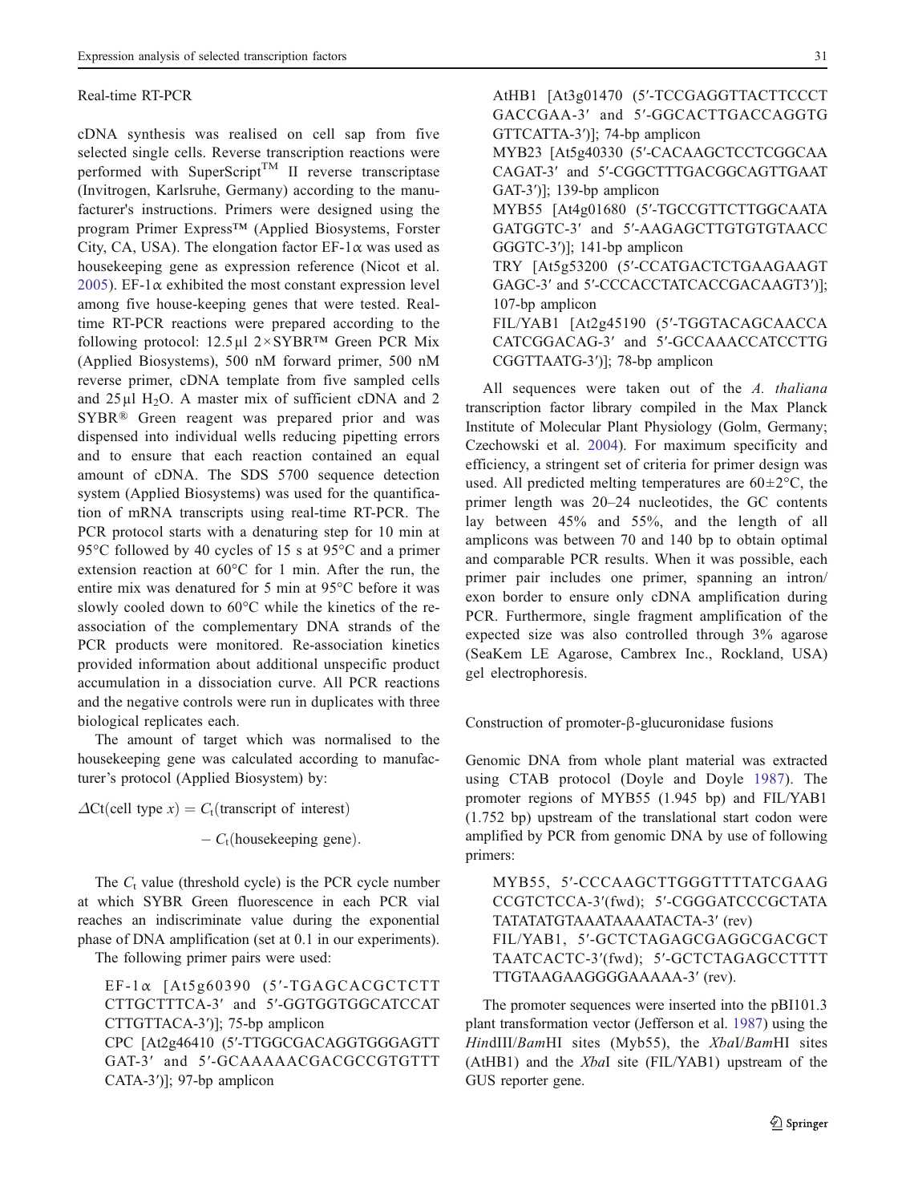### Real-time RT-PCR

cDNA synthesis was realised on cell sap from five selected single cells. Reverse transcription reactions were performed with SuperScript™ II reverse transcriptase (Invitrogen, Karlsruhe, Germany) according to the manufacturer's instructions. Primers were designed using the program Primer Express™ (Applied Biosystems, Forster City, CA, USA). The elongation factor EF-1α was used as housekeeping gene as expression reference (Nicot et al. 2005). EF-1α exhibited the most constant expression level among five house-keeping genes that were tested. Real-time RT-PCR reactions were prepared according to the following protocol: 12.5 µl 2×SYBR™ Green PCR Mix (Applied Biosystems), 500 nM forward primer, 500 nM reverse primer, cDNA template from five sampled cells and 25 µl $H_2O$. A master mix of sufficient cDNA and 2 SYBR® Green reagent was prepared prior and was dispensed into individual wells reducing pipetting errors and to ensure that each reaction contained an equal amount of cDNA. The SDS 5700 sequence detection system (Applied Biosystems) was used for the quantification of mRNA transcripts using real-time RT-PCR. The PCR protocol starts with a denaturing step for 10 min at 95°C followed by 40 cycles of 15 s at 95°C and a primer extension reaction at 60°C for 1 min. After the run, the entire mix was denatured for 5 min at 95°C before it was slowly cooled down to 60°C while the kinetics of the re-association of the complementary DNA strands of the PCR products were monitored. Re-association kinetics provided information about additional unspecific product accumulation in a dissociation curve. All PCR reactions and the negative controls were run in duplicates with three biological replicates each.

The amount of target which was normalised to the housekeeping gene was calculated according to manufacturer's protocol (Applied Biosystem) by:

$$\Delta \mathrm{Ct}(\text{cell type } x) = C_t(\text{transcript of interest}) - C_t(\text{housekeeping gene}).$$

The $C_t$ value (threshold cycle) is the PCR cycle number at which SYBR Green fluorescence in each PCR vial reaches an indiscriminate value during the exponential phase of DNA amplification (set at 0.1 in our experiments).

The following primer pairs were used:

- EF-1α [At5g60390 (5′-TGAGCACGCTCTTCTTGCTTTCA-3′ and 5′-GGTGGTGGCATCCATCTTGTTACA-3′)]; 75-bp amplicon
- CPC [At2g46410 (5′-TTGGCGACAGGTGGGAGTTGAT-3′ and 5′-GCAAAAACGACGCCGTGTTTCATA-3′)]; 97-bp amplicon
- AtHB1 [At3g01470 (5′-TCCGAGGTTACTTCCCTGACCGAA-3′ and 5′-GGCACTTGACCAGGTGGTTCATTA-3′)]; 74-bp amplicon
- MYB23 [At5g40330 (5′-CACAAGCTCCTCGGCAACAGAT-3′ and 5′-CGGCTTTGACGGCAGTTGAATGAT-3′)]; 139-bp amplicon
- MYB55 [At4g01680 (5′-TGCCGTTCTTGGCAATAGATGGTC-3′ and 5′-AAGAGCTTGTGTGTAACCGGGTC-3′)]; 141-bp amplicon
- TRY [At5g53200 (5′-CCATGACTCTGAAGAAGTGAGC-3′ and 5′-CCCACCTATCACCGACAAGT3′)]; 107-bp amplicon
- FIL/YAB1 [At2g45190 (5′-TGGTACAGCAACCACATCGGACAG-3′ and 5′-GCCAAACCATCCTTGCGGTTAATG-3′)]; 78-bp amplicon

All sequences were taken out of the *A. thaliana* transcription factor library compiled in the Max Planck Institute of Molecular Plant Physiology (Golm, Germany; Czechowski et al. 2004). For maximum specificity and efficiency, a stringent set of criteria for primer design was used. All predicted melting temperatures are 60±2°C, the primer length was 20–24 nucleotides, the GC contents lay between 45% and 55%, and the length of all amplicons was between 70 and 140 bp to obtain optimal and comparable PCR results. When it was possible, each primer pair includes one primer, spanning an intron/exon border to ensure only cDNA amplification during PCR. Furthermore, single fragment amplification of the expected size was also controlled through 3% agarose (SeaKem LE Agarose, Cambrex Inc., Rockland, USA) gel electrophoresis.

### Construction of promoter-β-glucuronidase fusions

Genomic DNA from whole plant material was extracted using CTAB protocol (Doyle and Doyle 1987). The promoter regions of MYB55 (1.945 bp) and FIL/YAB1 (1.752 bp) upstream of the translational start codon were amplified by PCR from genomic DNA by use of following primers:

- MYB55, 5′-CCCAAGCTTGGGTTTTATCGAAGCCGTCTCCA-3′(fwd); 5′-CGGGATCCCGCTATATATATATGTAAATAAAATACTA-3′ (rev)
- FIL/YAB1, 5′-GCTCTAGAGCGAGGCGACGCTTAATCACTC-3′(fwd); 5′-GCTCTAGAGCCTTTTTTGTAAGAAGGGGAAAAA-3′ (rev).

The promoter sequences were inserted into the pBI101.3 plant transformation vector (Jefferson et al. 1987) using the *Hin*dIII/*Bam*HI sites (Myb55), the *Xba*I/*Bam*HI sites (AtHB1) and the *Xba*I site (FIL/YAB1) upstream of the GUS reporter gene.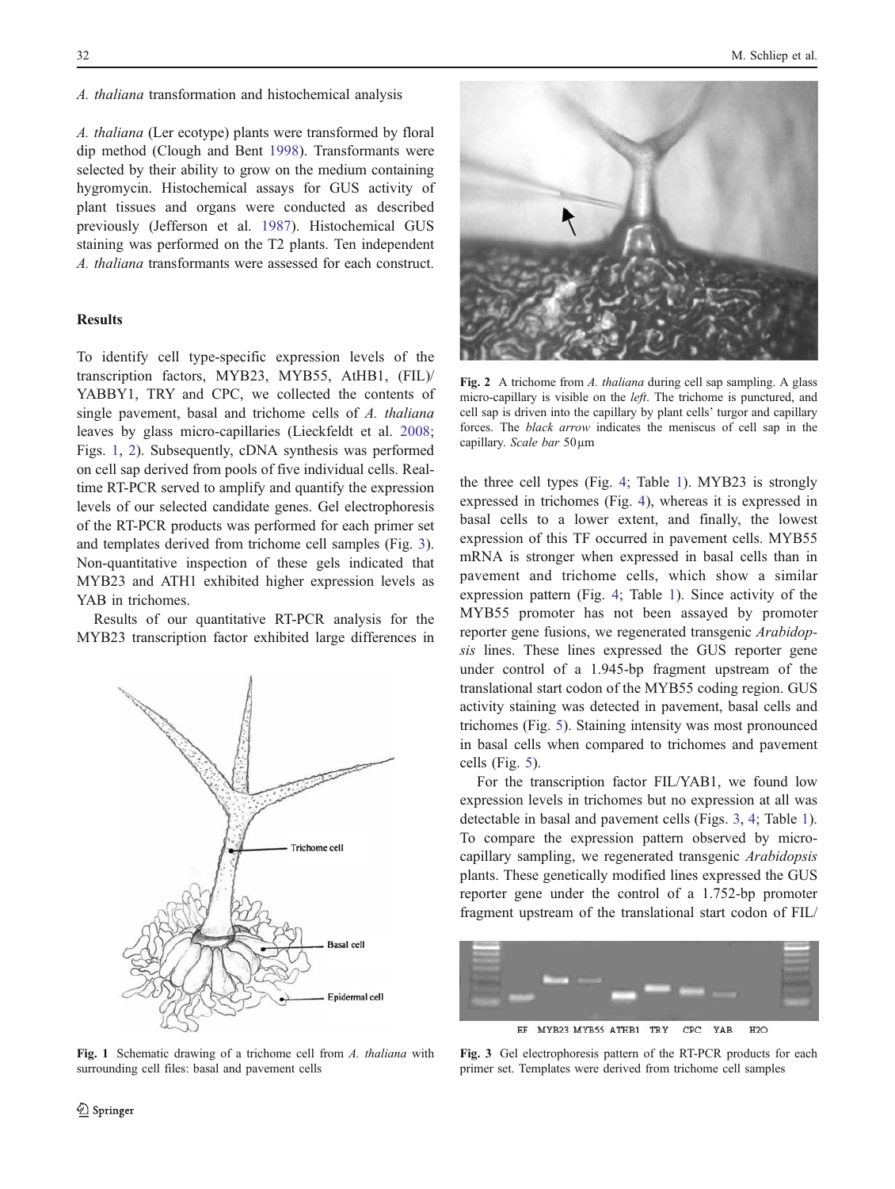*A. thaliana* transformation and histochemical analysis

*A. thaliana* (Ler ecotype) plants were transformed by floral dip method (Clough and Bent 1998). Transformants were selected by their ability to grow on the medium containing hygromycin. Histochemical assays for GUS activity of plant tissues and organs were conducted as described previously (Jefferson et al. 1987). Histochemical GUS staining was performed on the T2 plants. Ten independent *A. thaliana* transformants were assessed for each construct.

## Results

To identify cell type-specific expression levels of the transcription factors, MYB23, MYB55, AtHB1, (FIL)/YABBY1, TRY and CPC, we collected the contents of single pavement, basal and trichome cells of *A. thaliana* leaves by glass micro-capillaries (Lieckfeldt et al. 2008; Figs. 1, 2). Subsequently, cDNA synthesis was performed on cell sap derived from pools of five individual cells. Real-time RT-PCR served to amplify and quantify the expression levels of our selected candidate genes. Gel electrophoresis of the RT-PCR products was performed for each primer set and templates derived from trichome cell samples (Fig. 3). Non-quantitative inspection of these gels indicated that MYB23 and ATH1 exhibited higher expression levels as YAB in trichomes.

Results of our quantitative RT-PCR analysis for the MYB23 transcription factor exhibited large differences in

Fig. 1 Schematic drawing of a trichome cell from *A. thaliana* with surrounding cell files: basal and pavement cells

Fig. 2 A trichome from *A. thaliana* during cell sap sampling. A glass micro-capillary is visible on the *left*. The trichome is punctured, and cell sap is driven into the capillary by plant cells' turgor and capillary forces. The *black arrow* indicates the meniscus of cell sap in the capillary. *Scale bar* 50 µm

the three cell types (Fig. 4; Table 1). MYB23 is strongly expressed in trichomes (Fig. 4), whereas it is expressed in basal cells to a lower extent, and finally, the lowest expression of this TF occurred in pavement cells. MYB55 mRNA is stronger when expressed in basal cells than in pavement and trichome cells, which show a similar expression pattern (Fig. 4; Table 1). Since activity of the MYB55 promoter has not been assayed by promoter reporter gene fusions, we regenerated transgenic *Arabidopsis* lines. These lines expressed the GUS reporter gene under control of a 1.945-bp fragment upstream of the translational start codon of the MYB55 coding region. GUS activity staining was detected in pavement, basal cells and trichomes (Fig. 5). Staining intensity was most pronounced in basal cells when compared to trichomes and pavement cells (Fig. 5).

For the transcription factor FIL/YAB1, we found low expression levels in trichomes but no expression at all was detectable in basal and pavement cells (Figs. 3, 4; Table 1). To compare the expression pattern observed by micro-capillary sampling, we regenerated transgenic *Arabidopsis* plants. These genetically modified lines expressed the GUS reporter gene under the control of a 1.752-bp promoter fragment upstream of the translational start codon of FIL/

Fig. 3 Gel electrophoresis pattern of the RT-PCR products for each primer set. Templates were derived from trichome cell samples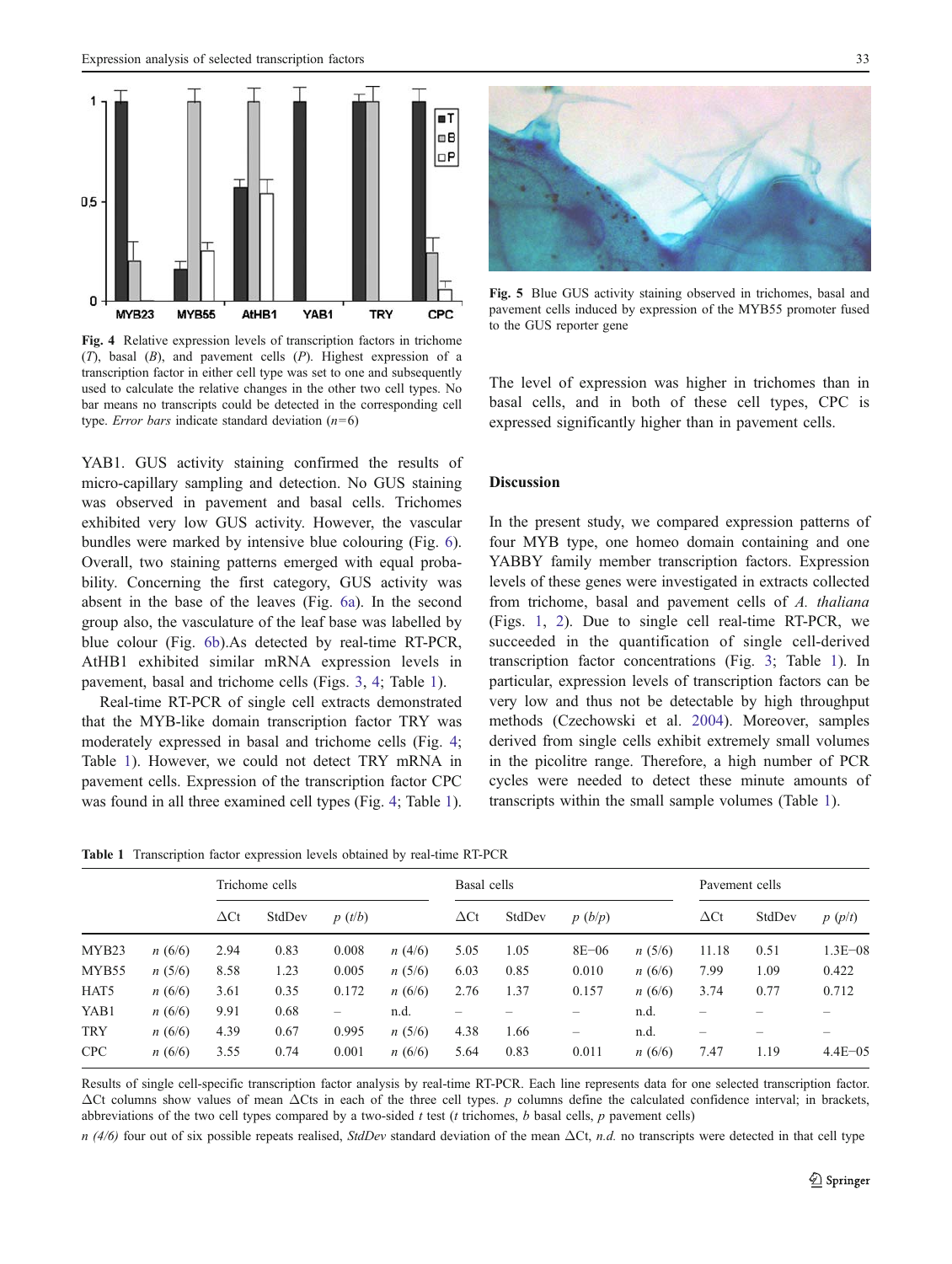Fig. 4 Relative expression levels of transcription factors in trichome (*T*), basal (*B*), and pavement cells (*P*). Highest expression of a transcription factor in either cell type was set to one and subsequently used to calculate the relative changes in the other two cell types. No bar means no transcripts could be detected in the corresponding cell type. *Error bars* indicate standard deviation (*n*=6)

Fig. 5 Blue GUS activity staining observed in trichomes, basal and pavement cells induced by expression of the MYB55 promoter fused to the GUS reporter gene

YAB1. GUS activity staining confirmed the results of micro-capillary sampling and detection. No GUS staining was observed in pavement and basal cells. Trichomes exhibited very low GUS activity. However, the vascular bundles were marked by intensive blue colouring (Fig. 6). Overall, two staining patterns emerged with equal probability. Concerning the first category, GUS activity was absent in the base of the leaves (Fig. 6a). In the second group also, the vasculature of the leaf base was labelled by blue colour (Fig. 6b).As detected by real-time RT-PCR, AtHB1 exhibited similar mRNA expression levels in pavement, basal and trichome cells (Figs. 3, 4; Table 1).

Real-time RT-PCR of single cell extracts demonstrated that the MYB-like domain transcription factor TRY was moderately expressed in basal and trichome cells (Fig. 4; Table 1). However, we could not detect TRY mRNA in pavement cells. Expression of the transcription factor CPC was found in all three examined cell types (Fig. 4; Table 1). The level of expression was higher in trichomes than in basal cells, and in both of these cell types, CPC is expressed significantly higher than in pavement cells.

## Discussion

In the present study, we compared expression patterns of four MYB type, one homeo domain containing and one YABBY family member transcription factors. Expression levels of these genes were investigated in extracts collected from trichome, basal and pavement cells of *A. thaliana* (Figs. 1, 2). Due to single cell real-time RT-PCR, we succeeded in the quantification of single cell-derived transcription factor concentrations (Fig. 3; Table 1). In particular, expression levels of transcription factors can be very low and thus not be detectable by high throughput methods (Czechowski et al. 2004). Moreover, samples derived from single cells exhibit extremely small volumes in the picolitre range. Therefore, a high number of PCR cycles were needed to detect these minute amounts of transcripts within the small sample volumes (Table 1).

**Table 1** Transcription factor expression levels obtained by real-time RT-PCR

| | | Trichome cells | | | | Basal cells | | | | Pavement cells | | |
|---|---|---|---|---|---|---|---|---|---|---|---|---|
| | | ΔCt | StdDev | *p* (*t*/*b*) | | ΔCt | StdDev | *p* (*b*/*p*) | | ΔCt | StdDev | *p* (*p*/*t*) |
| MYB23 | *n* (6/6) | 2.94 | 0.83 | 0.008 | *n* (4/6) | 5.05 | 1.05 | 8E−06 | *n* (5/6) | 11.18 | 0.51 | 1.3E−08 |
| MYB55 | *n* (5/6) | 8.58 | 1.23 | 0.005 | *n* (5/6) | 6.03 | 0.85 | 0.010 | *n* (6/6) | 7.99 | 1.09 | 0.422 |
| HAT5 | *n* (6/6) | 3.61 | 0.35 | 0.172 | *n* (6/6) | 2.76 | 1.37 | 0.157 | *n* (6/6) | 3.74 | 0.77 | 0.712 |
| YAB1 | *n* (6/6) | 9.91 | 0.68 | – | n.d. | – | – | – | n.d. | – | – | – |
| TRY | *n* (6/6) | 4.39 | 0.67 | 0.995 | *n* (5/6) | 4.38 | 1.66 | – | n.d. | – | – | – |
| CPC | *n* (6/6) | 3.55 | 0.74 | 0.001 | *n* (6/6) | 5.64 | 0.83 | 0.011 | *n* (6/6) | 7.47 | 1.19 | 4.4E−05 |

Results of single cell-specific transcription factor analysis by real-time RT-PCR. Each line represents data for one selected transcription factor. ΔCt columns show values of mean ΔCts in each of the three cell types. *p* columns define the calculated confidence interval; in brackets, abbreviations of the two cell types compared by a two-sided *t* test (*t* trichomes, *b* basal cells, *p* pavement cells)

*n (4/6)* four out of six possible repeats realised, *StdDev* standard deviation of the mean ΔCt, *n.d.* no transcripts were detected in that cell type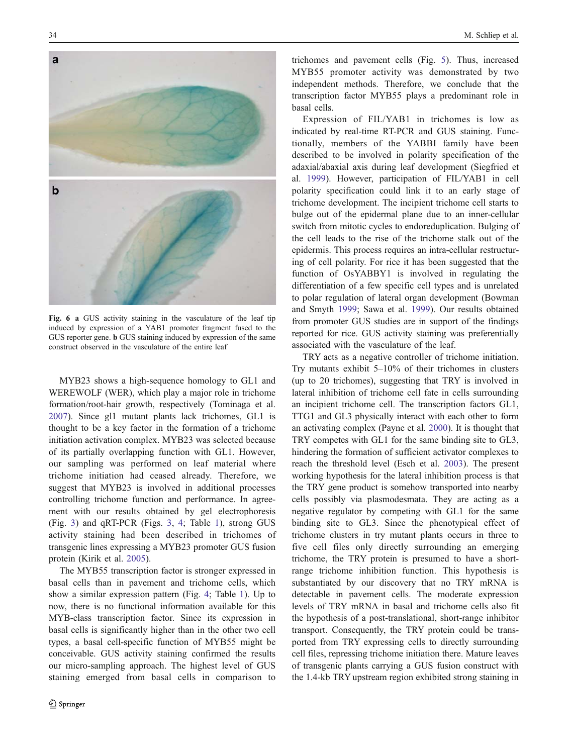Fig. 6 **a** GUS activity staining in the vasculature of the leaf tip induced by expression of a YAB1 promoter fragment fused to the GUS reporter gene. **b** GUS staining induced by expression of the same construct observed in the vasculature of the entire leaf

MYB23 shows a high-sequence homology to GL1 and WEREWOLF (WER), which play a major role in trichome formation/root-hair growth, respectively (Tominaga et al. 2007). Since gl1 mutant plants lack trichomes, GL1 is thought to be a key factor in the formation of a trichome initiation activation complex. MYB23 was selected because of its partially overlapping function with GL1. However, our sampling was performed on leaf material where trichome initiation had ceased already. Therefore, we suggest that MYB23 is involved in additional processes controlling trichome function and performance. In agreement with our results obtained by gel electrophoresis (Fig. 3) and qRT-PCR (Figs. 3, 4; Table 1), strong GUS activity staining had been described in trichomes of transgenic lines expressing a MYB23 promoter GUS fusion protein (Kirik et al. 2005).

The MYB55 transcription factor is stronger expressed in basal cells than in pavement and trichome cells, which show a similar expression pattern (Fig. 4; Table 1). Up to now, there is no functional information available for this MYB-class transcription factor. Since its expression in basal cells is significantly higher than in the other two cell types, a basal cell-specific function of MYB55 might be conceivable. GUS activity staining confirmed the results our micro-sampling approach. The highest level of GUS staining emerged from basal cells in comparison to trichomes and pavement cells (Fig. 5). Thus, increased MYB55 promoter activity was demonstrated by two independent methods. Therefore, we conclude that the transcription factor MYB55 plays a predominant role in basal cells.

Expression of FIL/YAB1 in trichomes is low as indicated by real-time RT-PCR and GUS staining. Functionally, members of the YABBI family have been described to be involved in polarity specification of the adaxial/abaxial axis during leaf development (Siegfried et al. 1999). However, participation of FIL/YAB1 in cell polarity specification could link it to an early stage of trichome development. The incipient trichome cell starts to bulge out of the epidermal plane due to an inner-cellular switch from mitotic cycles to endoreduplication. Bulging of the cell leads to the rise of the trichome stalk out of the epidermis. This process requires an intra-cellular restructuring of cell polarity. For rice it has been suggested that the function of OsYABBY1 is involved in regulating the differentiation of a few specific cell types and is unrelated to polar regulation of lateral organ development (Bowman and Smyth 1999; Sawa et al. 1999). Our results obtained from promoter GUS studies are in support of the findings reported for rice. GUS activity staining was preferentially associated with the vasculature of the leaf.

TRY acts as a negative controller of trichome initiation. Try mutants exhibit 5–10% of their trichomes in clusters (up to 20 trichomes), suggesting that TRY is involved in lateral inhibition of trichome cell fate in cells surrounding an incipient trichome cell. The transcription factors GL1, TTG1 and GL3 physically interact with each other to form an activating complex (Payne et al. 2000). It is thought that TRY competes with GL1 for the same binding site to GL3, hindering the formation of sufficient activator complexes to reach the threshold level (Esch et al. 2003). The present working hypothesis for the lateral inhibition process is that the TRY gene product is somehow transported into nearby cells possibly via plasmodesmata. They are acting as a negative regulator by competing with GL1 for the same binding site to GL3. Since the phenotypical effect of trichome clusters in try mutant plants occurs in three to five cell files only directly surrounding an emerging trichome, the TRY protein is presumed to have a short-range trichome inhibition function. This hypothesis is substantiated by our discovery that no TRY mRNA is detectable in pavement cells. The moderate expression levels of TRY mRNA in basal and trichome cells also fit the hypothesis of a post-translational, short-range inhibitor transport. Consequently, the TRY protein could be transported from TRY expressing cells to directly surrounding cell files, repressing trichome initiation there. Mature leaves of transgenic plants carrying a GUS fusion construct with the 1.4-kb TRY upstream region exhibited strong staining in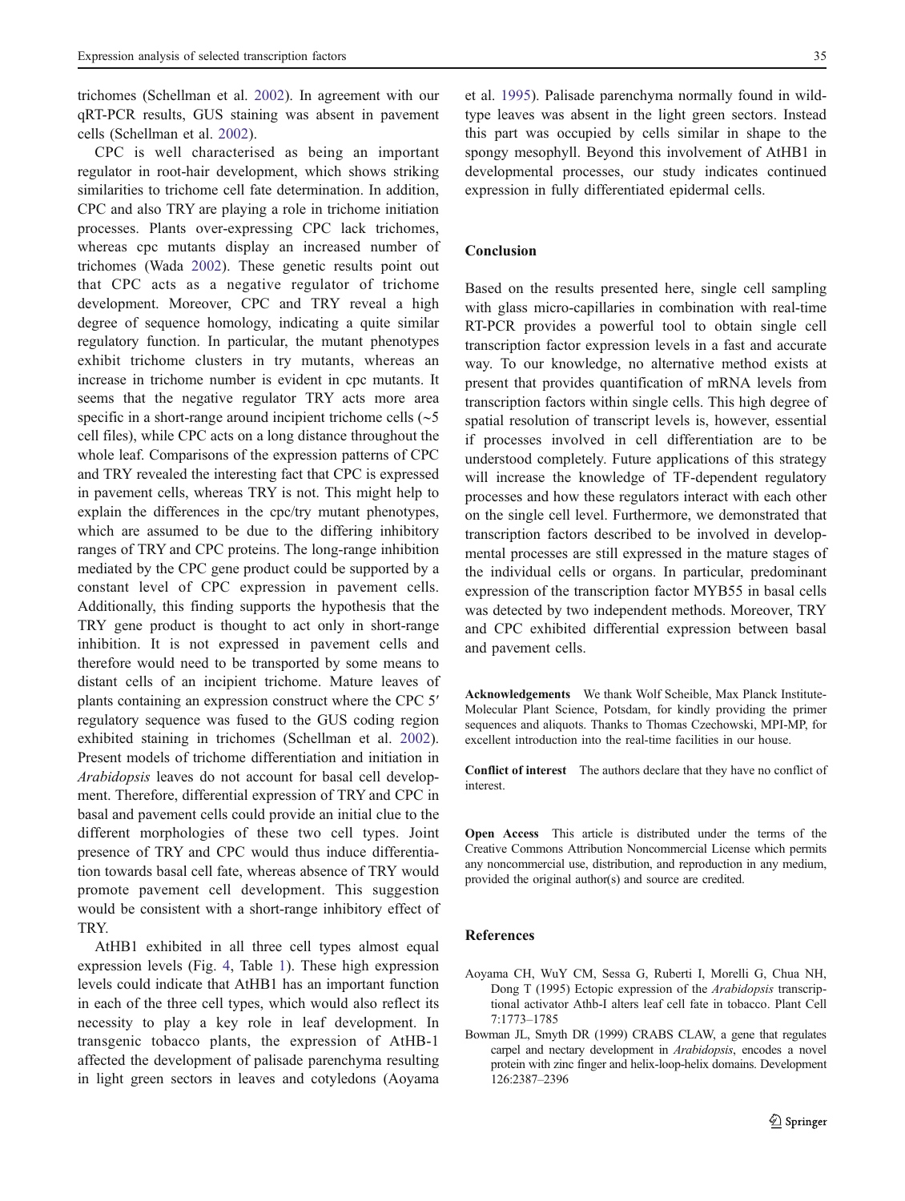trichomes (Schellman et al. 2002). In agreement with our qRT-PCR results, GUS staining was absent in pavement cells (Schellman et al. 2002).

CPC is well characterised as being an important regulator in root-hair development, which shows striking similarities to trichome cell fate determination. In addition, CPC and also TRY are playing a role in trichome initiation processes. Plants over-expressing CPC lack trichomes, whereas cpc mutants display an increased number of trichomes (Wada 2002). These genetic results point out that CPC acts as a negative regulator of trichome development. Moreover, CPC and TRY reveal a high degree of sequence homology, indicating a quite similar regulatory function. In particular, the mutant phenotypes exhibit trichome clusters in try mutants, whereas an increase in trichome number is evident in cpc mutants. It seems that the negative regulator TRY acts more area specific in a short-range around incipient trichome cells (~5 cell files), while CPC acts on a long distance throughout the whole leaf. Comparisons of the expression patterns of CPC and TRY revealed the interesting fact that CPC is expressed in pavement cells, whereas TRY is not. This might help to explain the differences in the cpc/try mutant phenotypes, which are assumed to be due to the differing inhibitory ranges of TRY and CPC proteins. The long-range inhibition mediated by the CPC gene product could be supported by a constant level of CPC expression in pavement cells. Additionally, this finding supports the hypothesis that the TRY gene product is thought to act only in short-range inhibition. It is not expressed in pavement cells and therefore would need to be transported by some means to distant cells of an incipient trichome. Mature leaves of plants containing an expression construct where the CPC 5′ regulatory sequence was fused to the GUS coding region exhibited staining in trichomes (Schellman et al. 2002). Present models of trichome differentiation and initiation in *Arabidopsis* leaves do not account for basal cell development. Therefore, differential expression of TRY and CPC in basal and pavement cells could provide an initial clue to the different morphologies of these two cell types. Joint presence of TRY and CPC would thus induce differentiation towards basal cell fate, whereas absence of TRY would promote pavement cell development. This suggestion would be consistent with a short-range inhibitory effect of TRY.

AtHB1 exhibited in all three cell types almost equal expression levels (Fig. 4, Table 1). These high expression levels could indicate that AtHB1 has an important function in each of the three cell types, which would also reflect its necessity to play a key role in leaf development. In transgenic tobacco plants, the expression of AtHB-1 affected the development of palisade parenchyma resulting in light green sectors in leaves and cotyledons (Aoyama et al. 1995). Palisade parenchyma normally found in wild-type leaves was absent in the light green sectors. Instead this part was occupied by cells similar in shape to the spongy mesophyll. Beyond this involvement of AtHB1 in developmental processes, our study indicates continued expression in fully differentiated epidermal cells.

## Conclusion

Based on the results presented here, single cell sampling with glass micro-capillaries in combination with real-time RT-PCR provides a powerful tool to obtain single cell transcription factor expression levels in a fast and accurate way. To our knowledge, no alternative method exists at present that provides quantification of mRNA levels from transcription factors within single cells. This high degree of spatial resolution of transcript levels is, however, essential if processes involved in cell differentiation are to be understood completely. Future applications of this strategy will increase the knowledge of TF-dependent regulatory processes and how these regulators interact with each other on the single cell level. Furthermore, we demonstrated that transcription factors described to be involved in developmental processes are still expressed in the mature stages of the individual cells or organs. In particular, predominant expression of the transcription factor MYB55 in basal cells was detected by two independent methods. Moreover, TRY and CPC exhibited differential expression between basal and pavement cells.

**Acknowledgements** We thank Wolf Scheible, Max Planck Institute-Molecular Plant Science, Potsdam, for kindly providing the primer sequences and aliquots. Thanks to Thomas Czechowski, MPI-MP, for excellent introduction into the real-time facilities in our house.

**Conflict of interest** The authors declare that they have no conflict of interest.

**Open Access** This article is distributed under the terms of the Creative Commons Attribution Noncommercial License which permits any noncommercial use, distribution, and reproduction in any medium, provided the original author(s) and source are credited.

## References

Aoyama CH, WuY CM, Sessa G, Ruberti I, Morelli G, Chua NH, Dong T (1995) Ectopic expression of the *Arabidopsis* transcriptional activator Athb-I alters leaf cell fate in tobacco. Plant Cell 7:1773–1785

Bowman JL, Smyth DR (1999) CRABS CLAW, a gene that regulates carpel and nectary development in *Arabidopsis*, encodes a novel protein with zinc finger and helix-loop-helix domains. Development 126:2387–2396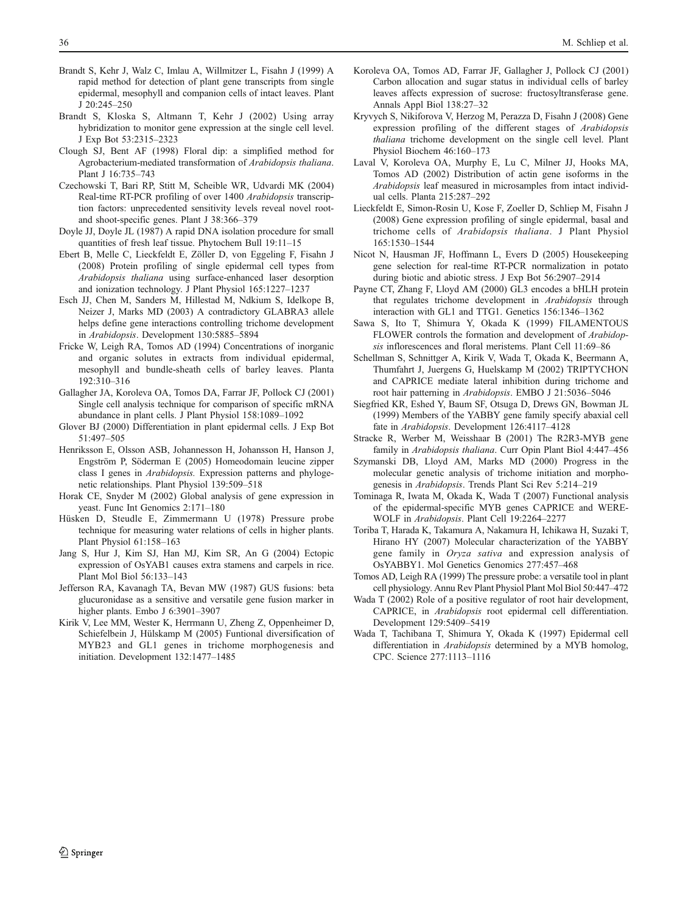Brandt S, Kehr J, Walz C, Imlau A, Willmitzer L, Fisahn J (1999) A rapid method for detection of plant gene transcripts from single epidermal, mesophyll and companion cells of intact leaves. Plant J 20:245–250

Brandt S, Kloska S, Altmann T, Kehr J (2002) Using array hybridization to monitor gene expression at the single cell level. J Exp Bot 53:2315–2323

Clough SJ, Bent AF (1998) Floral dip: a simplified method for Agrobacterium-mediated transformation of *Arabidopsis thaliana*. Plant J 16:735–743

Czechowski T, Bari RP, Stitt M, Scheible WR, Udvardi MK (2004) Real-time RT-PCR profiling of over 1400 *Arabidopsis* transcription factors: unprecedented sensitivity levels reveal novel root- and shoot-specific genes. Plant J 38:366–379

Doyle JJ, Doyle JL (1987) A rapid DNA isolation procedure for small quantities of fresh leaf tissue. Phytochem Bull 19:11–15

Ebert B, Melle C, Lieckfeldt E, Zöller D, von Eggeling F, Fisahn J (2008) Protein profiling of single epidermal cell types from *Arabidopsis thaliana* using surface-enhanced laser desorption and ionization technology. J Plant Physiol 165:1227–1237

Esch JJ, Chen M, Sanders M, Hillestad M, Ndkium S, Idelkope B, Neizer J, Marks MD (2003) A contradictory GLABRA3 allele helps define gene interactions controlling trichome development in *Arabidopsis*. Development 130:5885–5894

Fricke W, Leigh RA, Tomos AD (1994) Concentrations of inorganic and organic solutes in extracts from individual epidermal, mesophyll and bundle-sheath cells of barley leaves. Planta 192:310–316

Gallagher JA, Koroleva OA, Tomos DA, Farrar JF, Pollock CJ (2001) Single cell analysis technique for comparison of specific mRNA abundance in plant cells. J Plant Physiol 158:1089–1092

Glover BJ (2000) Differentiation in plant epidermal cells. J Exp Bot 51:497–505

Henriksson E, Olsson ASB, Johannesson H, Johansson H, Hanson J, Engström P, Söderman E (2005) Homeodomain leucine zipper class I genes in *Arabidopsis.* Expression patterns and phylogenetic relationships. Plant Physiol 139:509–518

Horak CE, Snyder M (2002) Global analysis of gene expression in yeast. Func Int Genomics 2:171–180

Hüsken D, Steudle E, Zimmermann U (1978) Pressure probe technique for measuring water relations of cells in higher plants. Plant Physiol 61:158–163

Jang S, Hur J, Kim SJ, Han MJ, Kim SR, An G (2004) Ectopic expression of OsYAB1 causes extra stamens and carpels in rice. Plant Mol Biol 56:133–143

Jefferson RA, Kavanagh TA, Bevan MW (1987) GUS fusions: beta glucuronidase as a sensitive and versatile gene fusion marker in higher plants. Embo J 6:3901–3907

Kirik V, Lee MM, Wester K, Herrmann U, Zheng Z, Oppenheimer D, Schiefelbein J, Hülskamp M (2005) Funtional diversification of MYB23 and GL1 genes in trichome morphogenesis and initiation. Development 132:1477–1485

Koroleva OA, Tomos AD, Farrar JF, Gallagher J, Pollock CJ (2001) Carbon allocation and sugar status in individual cells of barley leaves affects expression of sucrose: fructosyltransferase gene. Annals Appl Biol 138:27–32

Kryvych S, Nikiforova V, Herzog M, Perazza D, Fisahn J (2008) Gene expression profiling of the different stages of *Arabidopsis thaliana* trichome development on the single cell level. Plant Physiol Biochem 46:160–173

Laval V, Koroleva OA, Murphy E, Lu C, Milner JJ, Hooks MA, Tomos AD (2002) Distribution of actin gene isoforms in the *Arabidopsis* leaf measured in microsamples from intact individual cells. Planta 215:287–292

Lieckfeldt E, Simon-Rosin U, Kose F, Zoeller D, Schliep M, Fisahn J (2008) Gene expression profiling of single epidermal, basal and trichome cells of *Arabidopsis thaliana*. J Plant Physiol 165:1530–1544

Nicot N, Hausman JF, Hoffmann L, Evers D (2005) Housekeeping gene selection for real-time RT-PCR normalization in potato during biotic and abiotic stress. J Exp Bot 56:2907–2914

Payne CT, Zhang F, Lloyd AM (2000) GL3 encodes a bHLH protein that regulates trichome development in *Arabidopsis* through interaction with GL1 and TTG1. Genetics 156:1346–1362

Sawa S, Ito T, Shimura Y, Okada K (1999) FILAMENTOUS FLOWER controls the formation and development of *Arabidopsis* inflorescences and floral meristems. Plant Cell 11:69–86

Schellman S, Schnittger A, Kirik V, Wada T, Okada K, Beermann A, Thumfahrt J, Juergens G, Huelskamp M (2002) TRIPTYCHON and CAPRICE mediate lateral inhibition during trichome and root hair patterning in *Arabidopsis*. EMBO J 21:5036–5046

Siegfried KR, Eshed Y, Baum SF, Otsuga D, Drews GN, Bowman JL (1999) Members of the YABBY gene family specify abaxial cell fate in *Arabidopsis*. Development 126:4117–4128

Stracke R, Werber M, Weisshaar B (2001) The R2R3-MYB gene family in *Arabidopsis thaliana*. Curr Opin Plant Biol 4:447–456

Szymanski DB, Lloyd AM, Marks MD (2000) Progress in the molecular genetic analysis of trichome initiation and morphogenesis in *Arabidopsis*. Trends Plant Sci Rev 5:214–219

Tominaga R, Iwata M, Okada K, Wada T (2007) Functional analysis of the epidermal-specific MYB genes CAPRICE and WEREWOLF in *Arabidopsis*. Plant Cell 19:2264–2277

Toriba T, Harada K, Takamura A, Nakamura H, Ichikawa H, Suzaki T, Hirano HY (2007) Molecular characterization of the YABBY gene family in *Oryza sativa* and expression analysis of OsYABBY1. Mol Genetics Genomics 277:457–468

Tomos AD, Leigh RA (1999) The pressure probe: a versatile tool in plant cell physiology. Annu Rev Plant Physiol Plant Mol Biol 50:447–472

Wada T (2002) Role of a positive regulator of root hair development, CAPRICE, in *Arabidopsis* root epidermal cell differentiation. Development 129:5409–5419

Wada T, Tachibana T, Shimura Y, Okada K (1997) Epidermal cell differentiation in *Arabidopsis* determined by a MYB homolog, CPC. Science 277:1113–1116